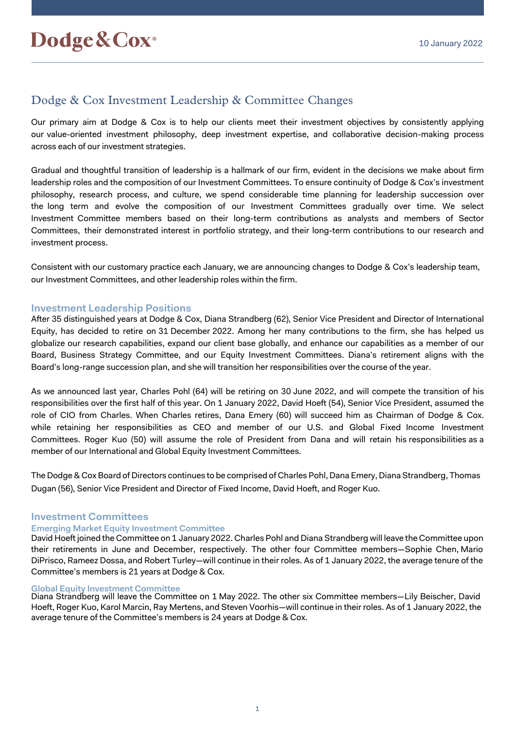Dodge & Cox®

10 January 2022

# Dodge & Cox Investment Leadership & Committee Changes

Our primary aim at Dodge & Cox is to help our clients meet their investment objectives by consistently applying our value-oriented investment philosophy, deep investment expertise, and collaborative decision-making process across each of our investment strategies.

Gradual and thoughtful transition of leadership is a hallmark of our firm, evident in the decisions we make about firm leadership roles and the composition of our Investment Committees. To ensure continuity of Dodge & Cox's investment philosophy, research process, and culture, we spend considerable time planning for leadership succession over the long term and evolve the composition of our Investment Committees gradually over time. We select Investment Committee members based on their long-term contributions as analysts and members of Sector Committees, their demonstrated interest in portfolio strategy, and their long-term contributions to our research and investment process.

Consistent with our customary practice each January, we are announcing changes to Dodge & Cox's leadership team, our Investment Committees, and other leadership roles within the firm.

## Investment Leadership Positions

After 35 distinguished years at Dodge & Cox, Diana Strandberg (62), Senior Vice President and Director of International Equity, has decided to retire on 31 December 2022. Among her many contributions to the firm, she has helped us globalize our research capabilities, expand our client base globally, and enhance our capabilities as a member of our Board, Business Strategy Committee, and our Equity Investment Committees. Diana's retirement aligns with the Board's long-range succession plan, and she will transition her responsibilities over the course of the year.

As we announced last year, Charles Pohl (64) will be retiring on 30 June 2022, and will compete the transition of his responsibilities over the first half of this year. On 1 January 2022, David Hoeft (54), Senior Vice President, assumed the role of CIO from Charles. When Charles retires, Dana Emery (60) will succeed him as Chairman of Dodge & Cox. while retaining her responsibilities as CEO and member of our U.S. and Global Fixed Income Investment Committees. Roger Kuo (50) will assume the role of President from Dana and will retain his responsibilities as a member of our International and Global Equity Investment Committees.

The Dodge & Cox Board of Directors continues to be comprised of Charles Pohl, Dana Emery, Diana Strandberg, Thomas Dugan (56), Senior Vice President and Director of Fixed Income, David Hoeft, and Roger Kuo.

## Investment Committees

### Emerging Market Equity Investment Committee

David Hoeft joined the Committee on 1 January 2022. Charles Pohl and Diana Strandberg will leave the Committee upon their retirements in June and December, respectively. The other four Committee members—Sophie Chen, Mario DiPrisco, Rameez Dossa, and Robert Turley—will continue in their roles. As of 1 January 2022, the average tenure of the Committee's members is 21 years at Dodge & Cox.

### Global Equity Investment Committee

Diana Strandberg will leave the Committee on 1 May 2022. The other six Committee members—Lily Beischer, David Hoeft, Roger Kuo, Karol Marcin, Ray Mertens, and Steven Voorhis—will continue in their roles. As of 1 January 2022, the average tenure of the Committee's members is 24 years at Dodge & Cox.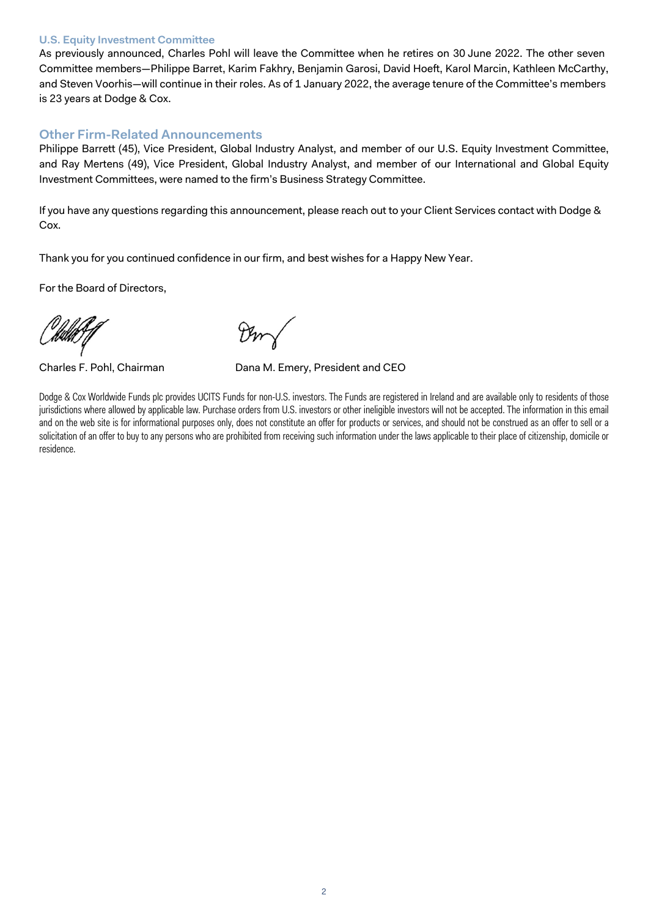### U.S. Equity Investment Committee

As previously announced, Charles Pohl will leave the Committee when he retires on 30 June 2022. The other seven Committee members—Philippe Barret, Karim Fakhry, Benjamin Garosi, David Hoeft, Karol Marcin, Kathleen McCarthy, and Steven Voorhis—will continue in their roles. As of 1 January 2022, the average tenure of the Committee's members is 23 years at Dodge & Cox.

## Other Firm-Related Announcements

Philippe Barrett (45), Vice President, Global Industry Analyst, and member of our U.S. Equity Investment Committee, and Ray Mertens (49), Vice President, Global Industry Analyst, and member of our International and Global Equity Investment Committees, were named to the firm's Business Strategy Committee.

If you have any questions regarding this announcement, please reach out to your Client Services contact with Dodge & Cox.

Thank you for you continued confidence in our firm, and best wishes for a Happy New Year.

For the Board of Directors,

Charles F. Pohl, Chairman

Dana M. Emery, President and CEO

Dodge & Cox Worldwide Funds plc provides UCITS Funds for non-U.S. investors. The Funds are registered in Ireland and are available only to residents of those jurisdictions where allowed by applicable law. Purchase orders from U.S. investors or other ineligible investors will not be accepted. The information in this email and on the web site is for informational purposes only, does not constitute an offer for products or services, and should not be construed as an offer to sell or a solicitation of an offer to buy to any persons who are prohibited from receiving such information under the laws applicable to their place of citizenship, domicile or residence.